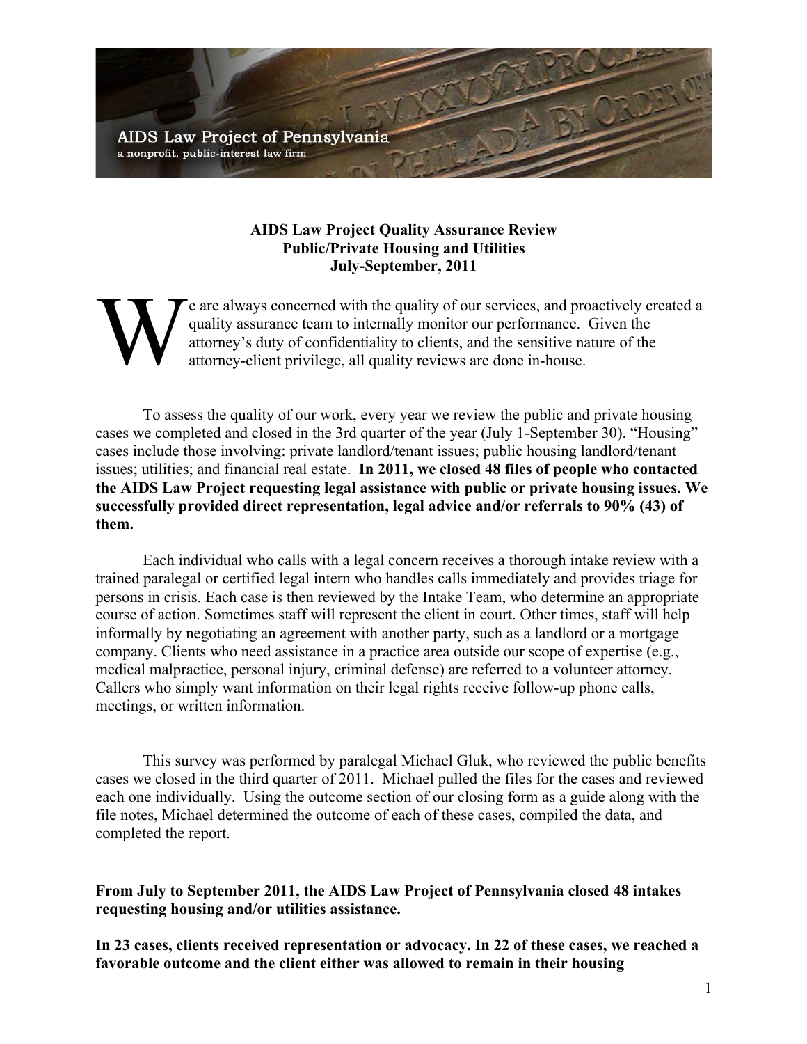AIDS Law Project of Pennsylvania
a nonprofit, public-interest law firm

**AIDS Law Project Quality Assurance Review**
**Public/Private Housing and Utilities**
**July-September, 2011**

We are always concerned with the quality of our services, and proactively created a quality assurance team to internally monitor our performance. Given the attorney's duty of confidentiality to clients, and the sensitive nature of the attorney-client privilege, all quality reviews are done in-house.

To assess the quality of our work, every year we review the public and private housing cases we completed and closed in the 3rd quarter of the year (July 1-September 30). "Housing" cases include those involving: private landlord/tenant issues; public housing landlord/tenant issues; utilities; and financial real estate. **In 2011, we closed 48 files of people who contacted the AIDS Law Project requesting legal assistance with public or private housing issues. We successfully provided direct representation, legal advice and/or referrals to 90% (43) of them.**

Each individual who calls with a legal concern receives a thorough intake review with a trained paralegal or certified legal intern who handles calls immediately and provides triage for persons in crisis. Each case is then reviewed by the Intake Team, who determine an appropriate course of action. Sometimes staff will represent the client in court. Other times, staff will help informally by negotiating an agreement with another party, such as a landlord or a mortgage company. Clients who need assistance in a practice area outside our scope of expertise (e.g., medical malpractice, personal injury, criminal defense) are referred to a volunteer attorney. Callers who simply want information on their legal rights receive follow-up phone calls, meetings, or written information.

This survey was performed by paralegal Michael Gluk, who reviewed the public benefits cases we closed in the third quarter of 2011. Michael pulled the files for the cases and reviewed each one individually. Using the outcome section of our closing form as a guide along with the file notes, Michael determined the outcome of each of these cases, compiled the data, and completed the report.

**From July to September 2011, the AIDS Law Project of Pennsylvania closed 48 intakes requesting housing and/or utilities assistance.**

**In 23 cases, clients received representation or advocacy. In 22 of these cases, we reached a favorable outcome and the client either was allowed to remain in their housing**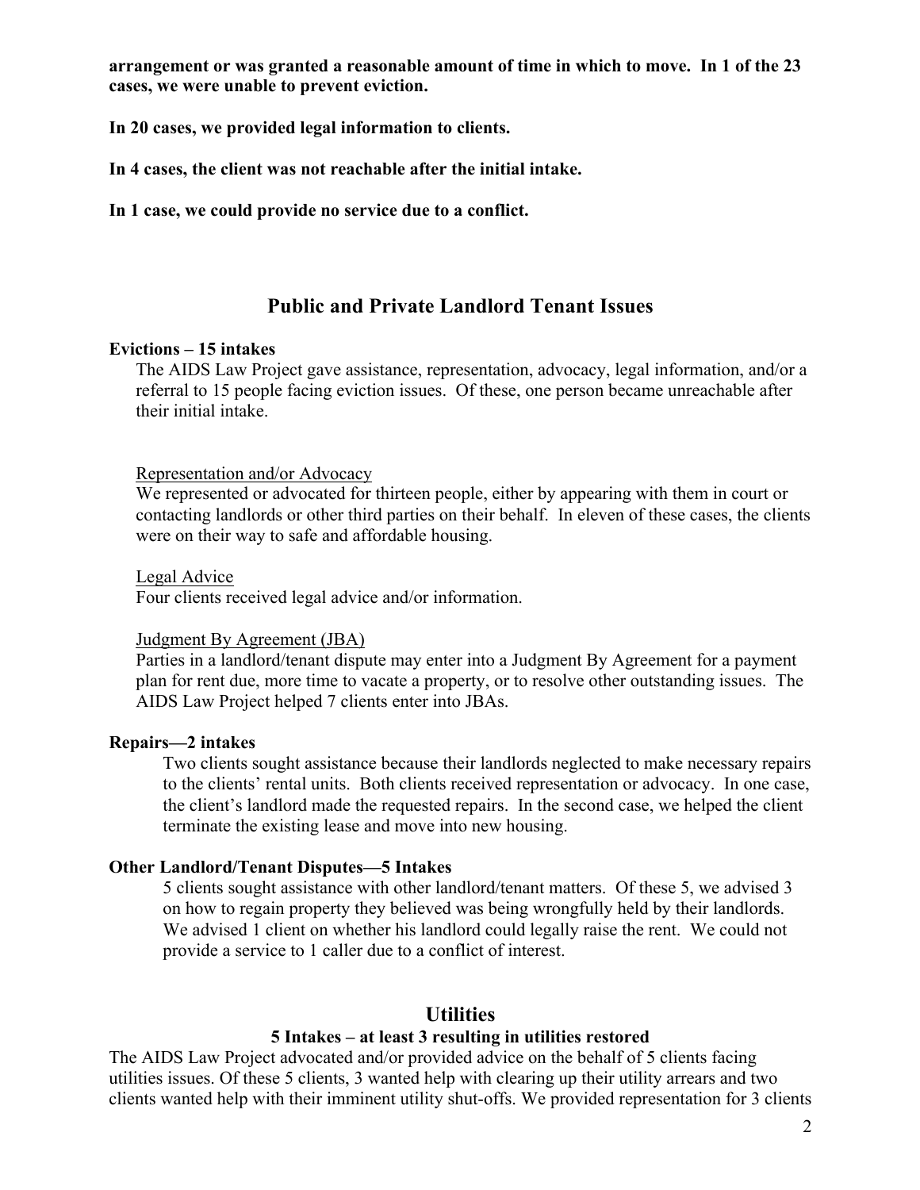**arrangement or was granted a reasonable amount of time in which to move. In 1 of the 23 cases, we were unable to prevent eviction.**

**In 20 cases, we provided legal information to clients.**

**In 4 cases, the client was not reachable after the initial intake.**

**In 1 case, we could provide no service due to a conflict.**

## Public and Private Landlord Tenant Issues

**Evictions – 15 intakes**

The AIDS Law Project gave assistance, representation, advocacy, legal information, and/or a referral to 15 people facing eviction issues. Of these, one person became unreachable after their initial intake.

Representation and/or Advocacy

We represented or advocated for thirteen people, either by appearing with them in court or contacting landlords or other third parties on their behalf. In eleven of these cases, the clients were on their way to safe and affordable housing.

Legal Advice

Four clients received legal advice and/or information.

Judgment By Agreement (JBA)

Parties in a landlord/tenant dispute may enter into a Judgment By Agreement for a payment plan for rent due, more time to vacate a property, or to resolve other outstanding issues. The AIDS Law Project helped 7 clients enter into JBAs.

**Repairs—2 intakes**

Two clients sought assistance because their landlords neglected to make necessary repairs to the clients' rental units. Both clients received representation or advocacy. In one case, the client's landlord made the requested repairs. In the second case, we helped the client terminate the existing lease and move into new housing.

**Other Landlord/Tenant Disputes—5 Intakes**

5 clients sought assistance with other landlord/tenant matters. Of these 5, we advised 3 on how to regain property they believed was being wrongfully held by their landlords. We advised 1 client on whether his landlord could legally raise the rent. We could not provide a service to 1 caller due to a conflict of interest.

## Utilities

**5 Intakes – at least 3 resulting in utilities restored**

The AIDS Law Project advocated and/or provided advice on the behalf of 5 clients facing utilities issues. Of these 5 clients, 3 wanted help with clearing up their utility arrears and two clients wanted help with their imminent utility shut-offs. We provided representation for 3 clients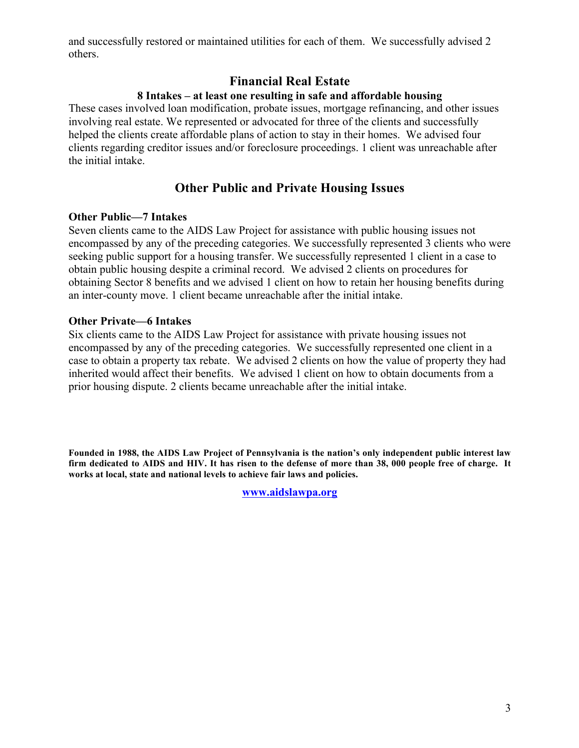and successfully restored or maintained utilities for each of them. We successfully advised 2 others.

## Financial Real Estate

**8 Intakes – at least one resulting in safe and affordable housing**

These cases involved loan modification, probate issues, mortgage refinancing, and other issues involving real estate. We represented or advocated for three of the clients and successfully helped the clients create affordable plans of action to stay in their homes. We advised four clients regarding creditor issues and/or foreclosure proceedings. 1 client was unreachable after the initial intake.

## Other Public and Private Housing Issues

**Other Public—7 Intakes**

Seven clients came to the AIDS Law Project for assistance with public housing issues not encompassed by any of the preceding categories. We successfully represented 3 clients who were seeking public support for a housing transfer. We successfully represented 1 client in a case to obtain public housing despite a criminal record. We advised 2 clients on procedures for obtaining Sector 8 benefits and we advised 1 client on how to retain her housing benefits during an inter-county move. 1 client became unreachable after the initial intake.

**Other Private—6 Intakes**

Six clients came to the AIDS Law Project for assistance with private housing issues not encompassed by any of the preceding categories. We successfully represented one client in a case to obtain a property tax rebate. We advised 2 clients on how the value of property they had inherited would affect their benefits. We advised 1 client on how to obtain documents from a prior housing dispute. 2 clients became unreachable after the initial intake.

**Founded in 1988, the AIDS Law Project of Pennsylvania is the nation's only independent public interest law firm dedicated to AIDS and HIV. It has risen to the defense of more than 38, 000 people free of charge. It works at local, state and national levels to achieve fair laws and policies.**

**www.aidslawpa.org**